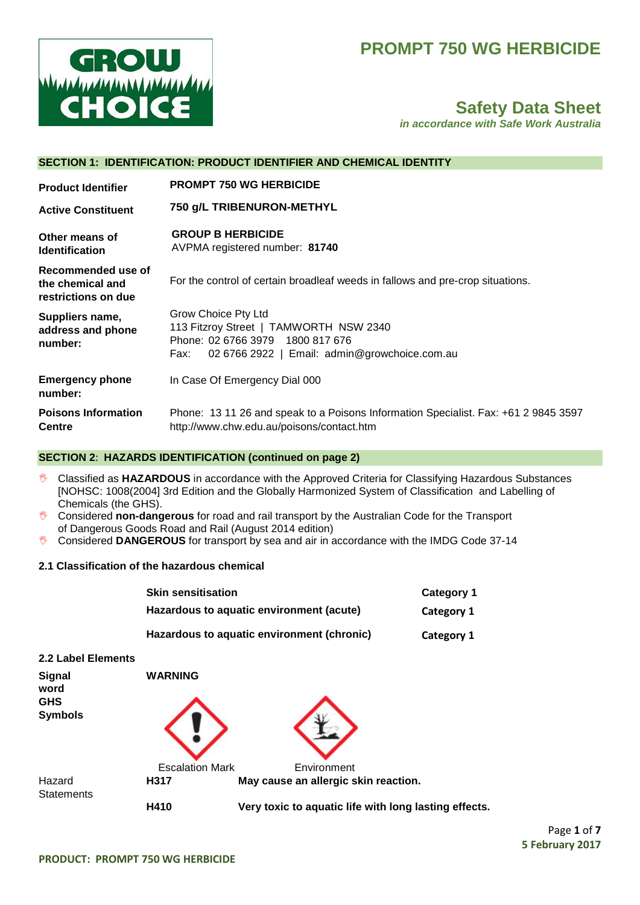# PROMPT 750 WG HERBICIDE

## Safety Data Sheet

*in accordance with Safe Work Australia*

### SECTION 1: IDENTIFICATION: PRODUCT IDENTIFIER AND CHEMICAL IDENTITY

| | |
|---|---|
| **Product Identifier** | **PROMPT 750 WG HERBICIDE** |
| **Active Constituent** | **750 g/L TRIBENURON-METHYL** |
| **Other means of Identification** | **GROUP B HERBICIDE**<br>AVPMA registered number: **81740** |
| **Recommended use of the chemical and restrictions on due** | For the control of certain broadleaf weeds in fallows and pre-crop situations. |
| **Suppliers name, address and phone number:** | Grow Choice Pty Ltd<br>113 Fitzroy Street \| TAMWORTH NSW 2340<br>Phone: 02 6766 3979 1800 817 676<br>Fax: 02 6766 2922 \| Email: admin@growchoice.com.au |
| **Emergency phone number:** | In Case Of Emergency Dial 000 |
| **Poisons Information Centre** | Phone: 13 11 26 and speak to a Poisons Information Specialist. Fax: +61 2 9845 3597<br>http://www.chw.edu.au/poisons/contact.htm |

### SECTION 2: HAZARDS IDENTIFICATION (continued on page 2)

- Classified as **HAZARDOUS** in accordance with the Approved Criteria for Classifying Hazardous Substances [NOHSC: 1008(2004] 3rd Edition and the Globally Harmonized System of Classification and Labelling of Chemicals (the GHS).
- Considered **non-dangerous** for road and rail transport by the Australian Code for the Transport of Dangerous Goods Road and Rail (August 2014 edition)
- Considered **DANGEROUS** for transport by sea and air in accordance with the IMDG Code 37-14

#### 2.1 Classification of the hazardous chemical

| | |
|---|---|
| **Skin sensitisation** | **Category 1** |
| **Hazardous to aquatic environment (acute)** | **Category 1** |
| **Hazardous to aquatic environment (chronic)** | **Category 1** |

#### 2.2 Label Elements

**Signal word** **WARNING**

**GHS Symbols**

Escalation Mark    Environment

| Hazard Statements | | |
|---|---|---|
| | **H317** | **May cause an allergic skin reaction.** |
| | **H410** | **Very toxic to aquatic life with long lasting effects.** |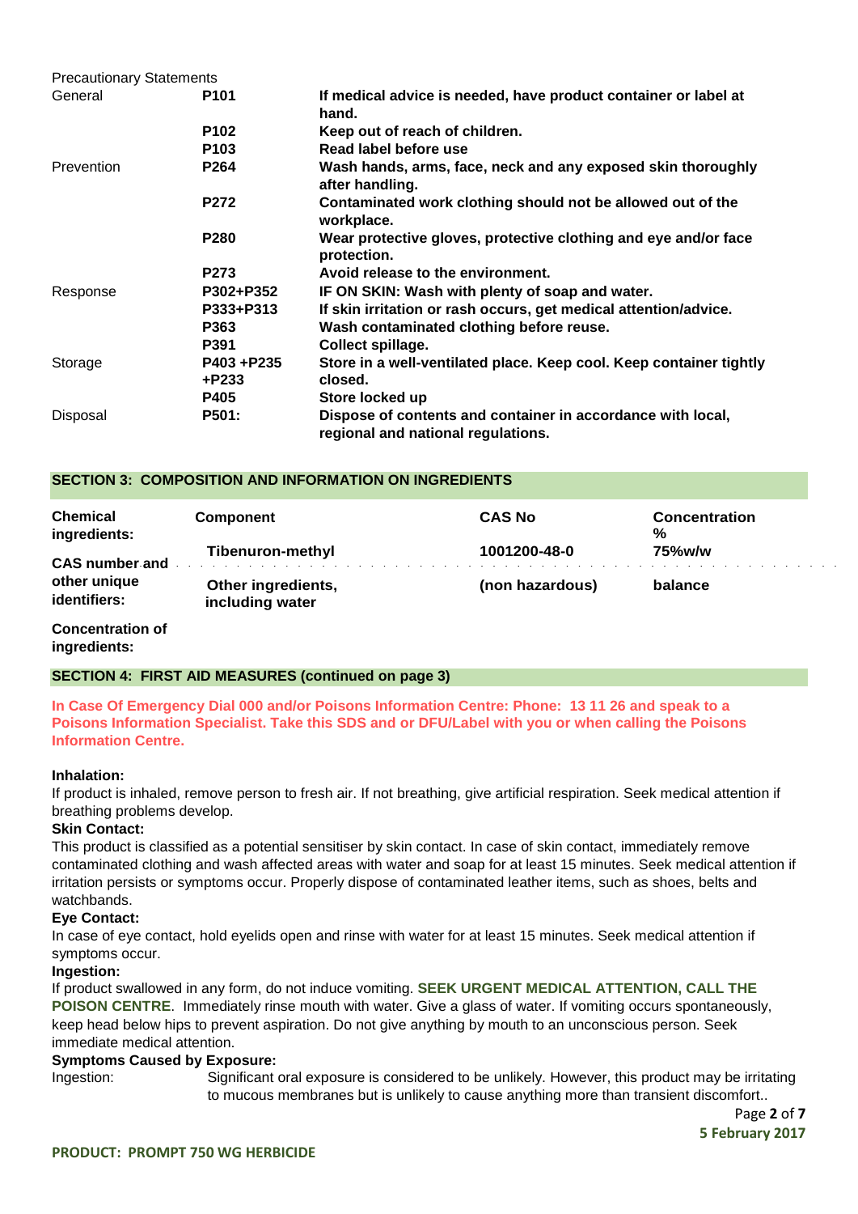Precautionary Statements

| | | |
|---|---|---|
| General | **P101** | **If medical advice is needed, have product container or label at hand.** |
| | **P102** | **Keep out of reach of children.** |
| | **P103** | **Read label before use** |
| Prevention | **P264** | **Wash hands, arms, face, neck and any exposed skin thoroughly after handling.** |
| | **P272** | **Contaminated work clothing should not be allowed out of the workplace.** |
| | **P280** | **Wear protective gloves, protective clothing and eye and/or face protection.** |
| | **P273** | **Avoid release to the environment.** |
| Response | **P302+P352** | **IF ON SKIN: Wash with plenty of soap and water.** |
| | **P333+P313** | **If skin irritation or rash occurs, get medical attention/advice.** |
| | **P363** | **Wash contaminated clothing before reuse.** |
| | **P391** | **Collect spillage.** |
| Storage | **P403 +P235 +P233** | **Store in a well-ventilated place. Keep cool. Keep container tightly closed.** |
| | **P405** | **Store locked up** |
| Disposal | **P501:** | **Dispose of contents and container in accordance with local, regional and national regulations.** |

## SECTION 3: COMPOSITION AND INFORMATION ON INGREDIENTS

| **Chemical ingredients:** | **Component** | **CAS No** | **Concentration %** |
|---|---|---|---|
| **CAS number and other unique identifiers:** | **Tibenuron-methyl** | **1001200-48-0** | **75%w/w** |
| | **Other ingredients, including water** | **(non hazardous)** | **balance** |
| **Concentration of ingredients:** | | | |

## SECTION 4: FIRST AID MEASURES (continued on page 3)

**In Case Of Emergency Dial 000 and/or Poisons Information Centre: Phone: 13 11 26 and speak to a Poisons Information Specialist. Take this SDS and or DFU/Label with you or when calling the Poisons Information Centre.**

**Inhalation:**
If product is inhaled, remove person to fresh air. If not breathing, give artificial respiration. Seek medical attention if breathing problems develop.

**Skin Contact:**
This product is classified as a potential sensitiser by skin contact. In case of skin contact, immediately remove contaminated clothing and wash affected areas with water and soap for at least 15 minutes. Seek medical attention if irritation persists or symptoms occur. Properly dispose of contaminated leather items, such as shoes, belts and watchbands.

**Eye Contact:**
In case of eye contact, hold eyelids open and rinse with water for at least 15 minutes. Seek medical attention if symptoms occur.

**Ingestion:**
If product swallowed in any form, do not induce vomiting. **SEEK URGENT MEDICAL ATTENTION, CALL THE POISON CENTRE**. Immediately rinse mouth with water. Give a glass of water. If vomiting occurs spontaneously, keep head below hips to prevent aspiration. Do not give anything by mouth to an unconscious person. Seek immediate medical attention.

**Symptoms Caused by Exposure:**

Ingestion: Significant oral exposure is considered to be unlikely. However, this product may be irritating to mucous membranes but is unlikely to cause anything more than transient discomfort..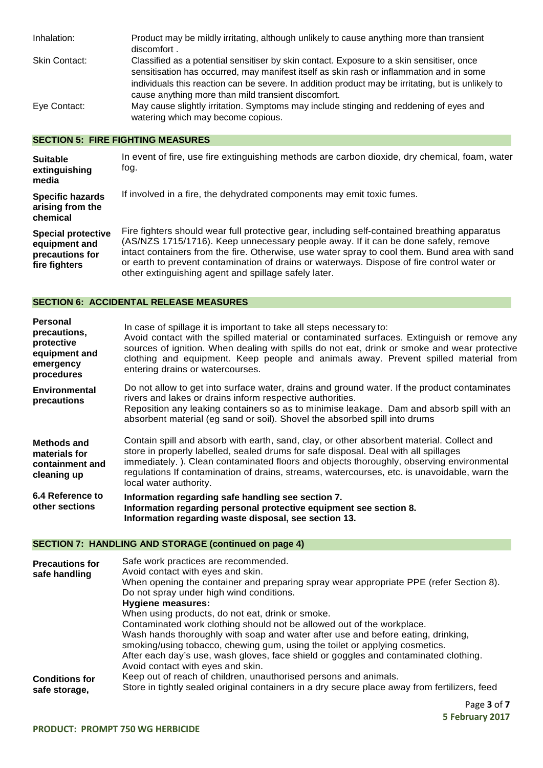| | |
|---|---|
| Inhalation: | Product may be mildly irritating, although unlikely to cause anything more than transient discomfort . |
| Skin Contact: | Classified as a potential sensitiser by skin contact. Exposure to a skin sensitiser, once sensitisation has occurred, may manifest itself as skin rash or inflammation and in some individuals this reaction can be severe. In addition product may be irritating, but is unlikely to cause anything more than mild transient discomfort. |
| Eye Contact: | May cause slightly irritation. Symptoms may include stinging and reddening of eyes and watering which may become copious. |

## SECTION 5: FIRE FIGHTING MEASURES

| | |
|---|---|
| **Suitable extinguishing media** | In event of fire, use fire extinguishing methods are carbon dioxide, dry chemical, foam, water fog. |
| **Specific hazards arising from the chemical** | If involved in a fire, the dehydrated components may emit toxic fumes. |
| **Special protective equipment and precautions for fire fighters** | Fire fighters should wear full protective gear, including self-contained breathing apparatus (AS/NZS 1715/1716). Keep unnecessary people away. If it can be done safely, remove intact containers from the fire. Otherwise, use water spray to cool them. Bund area with sand or earth to prevent contamination of drains or waterways. Dispose of fire control water or other extinguishing agent and spillage safely later. |

## SECTION 6: ACCIDENTAL RELEASE MEASURES

| | |
|---|---|
| **Personal precautions, protective equipment and emergency procedures** | In case of spillage it is important to take all steps necessary to: Avoid contact with the spilled material or contaminated surfaces. Extinguish or remove any sources of ignition. When dealing with spills do not eat, drink or smoke and wear protective clothing and equipment. Keep people and animals away. Prevent spilled material from entering drains or watercourses. |
| **Environmental precautions** | Do not allow to get into surface water, drains and ground water. If the product contaminates rivers and lakes or drains inform respective authorities. Reposition any leaking containers so as to minimise leakage. Dam and absorb spill with an absorbent material (eg sand or soil). Shovel the absorbed spill into drums |
| **Methods and materials for containment and cleaning up** | Contain spill and absorb with earth, sand, clay, or other absorbent material. Collect and store in properly labelled, sealed drums for safe disposal. Deal with all spillages immediately. ). Clean contaminated floors and objects thoroughly, observing environmental regulations If contamination of drains, streams, watercourses, etc. is unavoidable, warn the local water authority. |
| **6.4 Reference to other sections** | **Information regarding safe handling see section 7.**<br>**Information regarding personal protective equipment see section 8.**<br>**Information regarding waste disposal, see section 13.** |

## SECTION 7: HANDLING AND STORAGE (continued on page 4)

| | |
|---|---|
| **Precautions for safe handling** | Safe work practices are recommended.<br>Avoid contact with eyes and skin.<br>When opening the container and preparing spray wear appropriate PPE (refer Section 8).<br>Do not spray under high wind conditions.<br>**Hygiene measures:**<br>When using products, do not eat, drink or smoke.<br>Contaminated work clothing should not be allowed out of the workplace.<br>Wash hands thoroughly with soap and water after use and before eating, drinking, smoking/using tobacco, chewing gum, using the toilet or applying cosmetics.<br>After each day's use, wash gloves, face shield or goggles and contaminated clothing.<br>Avoid contact with eyes and skin. |
| **Conditions for safe storage,** | Keep out of reach of children, unauthorised persons and animals.<br>Store in tightly sealed original containers in a dry secure place away from fertilizers, feed |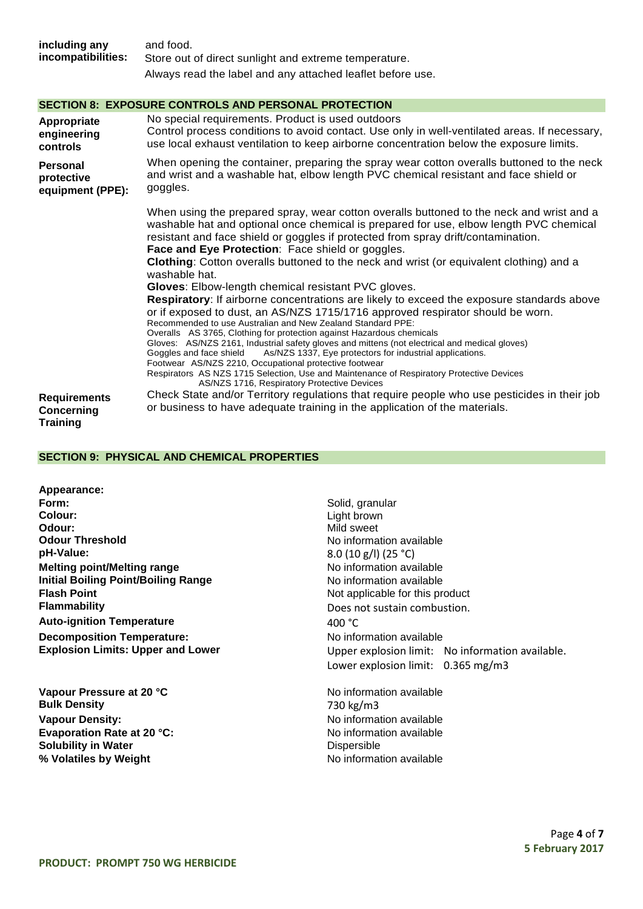| | |
|---|---|
| **including any incompatibilities:** | and food.<br>Store out of direct sunlight and extreme temperature.<br>Always read the label and any attached leaflet before use. |

## SECTION 8: EXPOSURE CONTROLS AND PERSONAL PROTECTION

| | |
|---|---|
| **Appropriate engineering controls** | No special requirements. Product is used outdoors<br>Control process conditions to avoid contact. Use only in well-ventilated areas. If necessary, use local exhaust ventilation to keep airborne concentration below the exposure limits. |
| **Personal protective equipment (PPE):** | When opening the container, preparing the spray wear cotton overalls buttoned to the neck and wrist and a washable hat, elbow length PVC chemical resistant and face shield or goggles.<br><br>When using the prepared spray, wear cotton overalls buttoned to the neck and wrist and a washable hat and optional once chemical is prepared for use, elbow length PVC chemical resistant and face shield or goggles if protected from spray drift/contamination.<br>**Face and Eye Protection**: Face shield or goggles.<br>**Clothing**: Cotton overalls buttoned to the neck and wrist (or equivalent clothing) and a washable hat.<br>**Gloves**: Elbow-length chemical resistant PVC gloves.<br>**Respiratory**: If airborne concentrations are likely to exceed the exposure standards above or if exposed to dust, an AS/NZS 1715/1716 approved respirator should be worn.<br>Recommended to use Australian and New Zealand Standard PPE:<br>Overalls AS 3765, Clothing for protection against Hazardous chemicals<br>Gloves: AS/NZS 2161, Industrial safety gloves and mittens (not electrical and medical gloves)<br>Goggles and face shield As/NZS 1337, Eye protectors for industrial applications.<br>Footwear AS/NZS 2210, Occupational protective footwear<br>Respirators AS NZS 1715 Selection, Use and Maintenance of Respiratory Protective Devices<br>AS/NZS 1716, Respiratory Protective Devices |
| **Requirements Concerning Training** | Check State and/or Territory regulations that require people who use pesticides in their job or business to have adequate training in the application of the materials. |

## SECTION 9: PHYSICAL AND CHEMICAL PROPERTIES

| | |
|---|---|
| **Appearance:** | |
| **Form:** | Solid, granular |
| **Colour:** | Light brown |
| **Odour:** | Mild sweet |
| **Odour Threshold** | No information available |
| **pH-Value:** | 8.0 (10 g/l) (25 °C) |
| **Melting point/Melting range** | No information available |
| **Initial Boiling Point/Boiling Range** | No information available |
| **Flash Point** | Not applicable for this product |
| **Flammability** | Does not sustain combustion. |
| **Auto-ignition Temperature** | 400 °C |
| **Decomposition Temperature:** | No information available |
| **Explosion Limits: Upper and Lower** | Upper explosion limit: No information available.<br>Lower explosion limit: 0.365 mg/m3 |
| **Vapour Pressure at 20 °C** | No information available |
| **Bulk Density** | 730 kg/m3 |
| **Vapour Density:** | No information available |
| **Evaporation Rate at 20 °C:** | No information available |
| **Solubility in Water** | Dispersible |
| **% Volatiles by Weight** | No information available |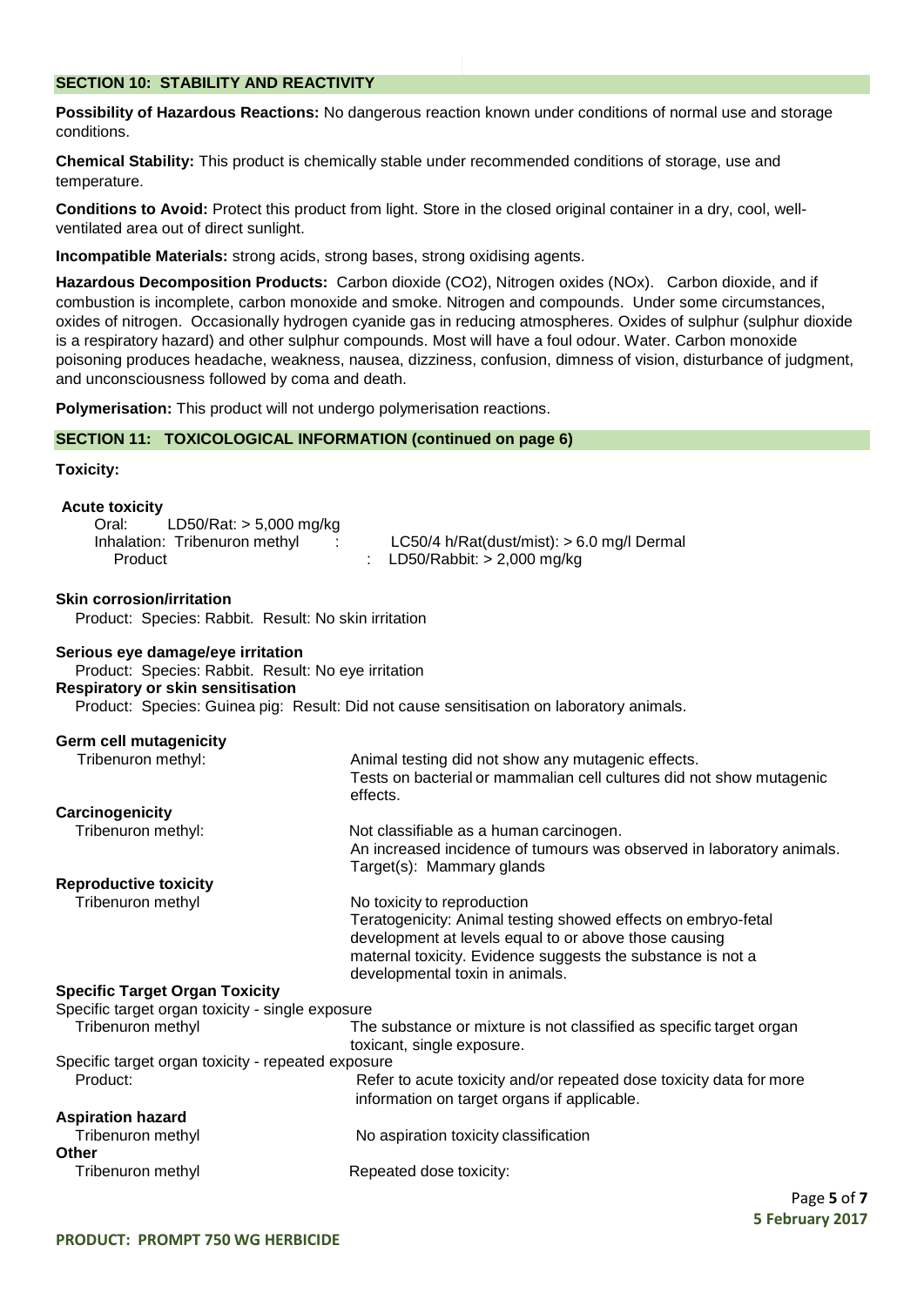## SECTION 10: STABILITY AND REACTIVITY

**Possibility of Hazardous Reactions:** No dangerous reaction known under conditions of normal use and storage conditions.

**Chemical Stability:** This product is chemically stable under recommended conditions of storage, use and temperature.

**Conditions to Avoid:** Protect this product from light. Store in the closed original container in a dry, cool, well-ventilated area out of direct sunlight.

**Incompatible Materials:** strong acids, strong bases, strong oxidising agents.

**Hazardous Decomposition Products:** Carbon dioxide ($CO_2$), Nitrogen oxides (NOx). Carbon dioxide, and if combustion is incomplete, carbon monoxide and smoke. Nitrogen and compounds. Under some circumstances, oxides of nitrogen. Occasionally hydrogen cyanide gas in reducing atmospheres. Oxides of sulphur (sulphur dioxide is a respiratory hazard) and other sulphur compounds. Most will have a foul odour. Water. Carbon monoxide poisoning produces headache, weakness, nausea, dizziness, confusion, dimness of vision, disturbance of judgment, and unconsciousness followed by coma and death.

**Polymerisation:** This product will not undergo polymerisation reactions.

## SECTION 11: TOXICOLOGICAL INFORMATION (continued on page 6)

**Toxicity:**

**Acute toxicity**

Oral: LD50/Rat: > 5,000 mg/kg

Inhalation: Tribenuron methyl : LC50/4 h/Rat(dust/mist): > 6.0 mg/l Dermal

Product : LD50/Rabbit: > 2,000 mg/kg

**Skin corrosion/irritation**

Product: Species: Rabbit. Result: No skin irritation

**Serious eye damage/eye irritation**

Product: Species: Rabbit. Result: No eye irritation

**Respiratory or skin sensitisation**

Product: Species: Guinea pig: Result: Did not cause sensitisation on laboratory animals.

**Germ cell mutagenicity**

Tribenuron methyl: Animal testing did not show any mutagenic effects. Tests on bacterial or mammalian cell cultures did not show mutagenic effects.

**Carcinogenicity**

Tribenuron methyl: Not classifiable as a human carcinogen. An increased incidence of tumours was observed in laboratory animals. Target(s): Mammary glands

**Reproductive toxicity**

Tribenuron methyl: No toxicity to reproduction. Teratogenicity: Animal testing showed effects on embryo-fetal development at levels equal to or above those causing maternal toxicity. Evidence suggests the substance is not a developmental toxin in animals.

**Specific Target Organ Toxicity**

Specific target organ toxicity - single exposure

Tribenuron methyl: The substance or mixture is not classified as specific target organ toxicant, single exposure.

Specific target organ toxicity - repeated exposure

Product: Refer to acute toxicity and/or repeated dose toxicity data for more information on target organs if applicable.

**Aspiration hazard**

Tribenuron methyl: No aspiration toxicity classification

**Other**

Tribenuron methyl: Repeated dose toxicity: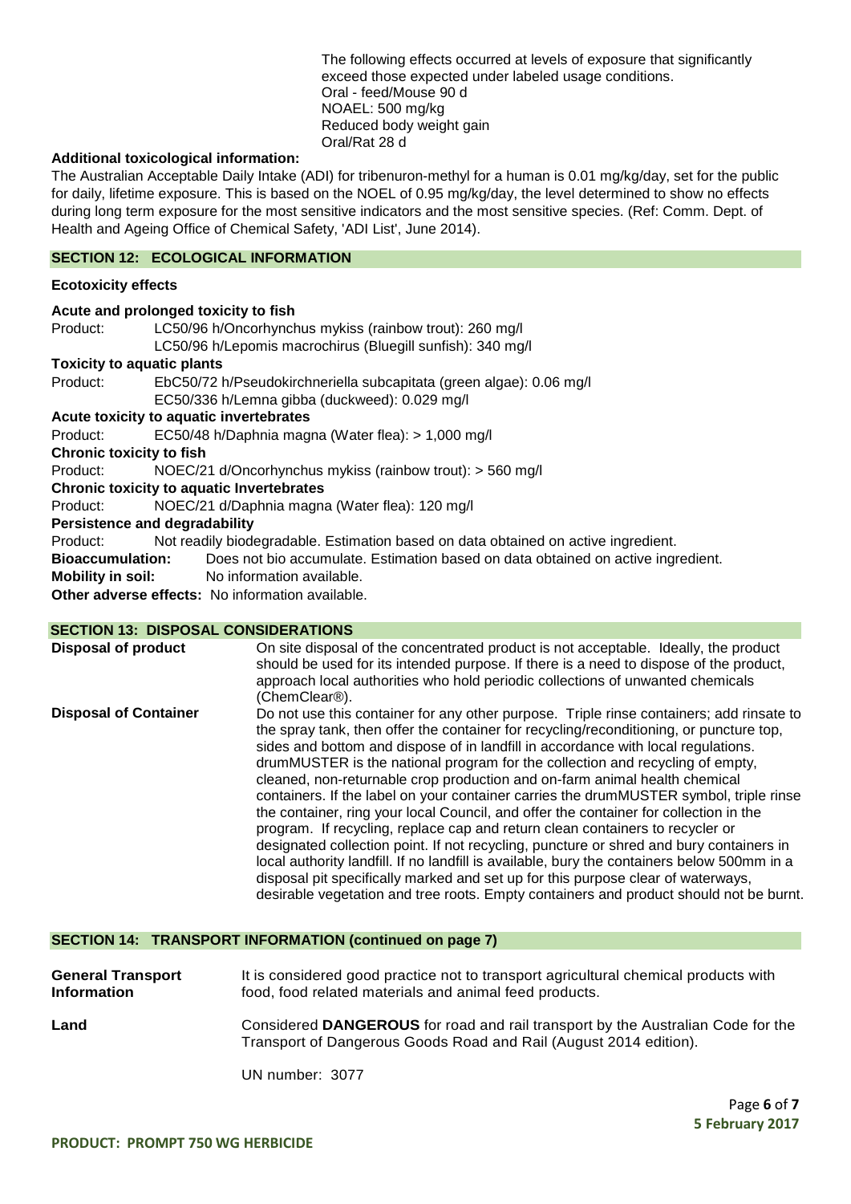The following effects occurred at levels of exposure that significantly exceed those expected under labeled usage conditions.
Oral - feed/Mouse 90 d
NOAEL: 500 mg/kg
Reduced body weight gain
Oral/Rat 28 d

**Additional toxicological information:**
The Australian Acceptable Daily Intake (ADI) for tribenuron-methyl for a human is 0.01 mg/kg/day, set for the public for daily, lifetime exposure. This is based on the NOEL of 0.95 mg/kg/day, the level determined to show no effects during long term exposure for the most sensitive indicators and the most sensitive species. (Ref: Comm. Dept. of Health and Ageing Office of Chemical Safety, 'ADI List', June 2014).

## SECTION 12: ECOLOGICAL INFORMATION

**Ecotoxicity effects**

**Acute and prolonged toxicity to fish**
Product: LC50/96 h/Oncorhynchus mykiss (rainbow trout): 260 mg/l
LC50/96 h/Lepomis macrochirus (Bluegill sunfish): 340 mg/l

**Toxicity to aquatic plants**
Product: EbC50/72 h/Pseudokirchneriella subcapitata (green algae): 0.06 mg/l
EC50/336 h/Lemna gibba (duckweed): 0.029 mg/l

**Acute toxicity to aquatic invertebrates**
Product: EC50/48 h/Daphnia magna (Water flea): > 1,000 mg/l

**Chronic toxicity to fish**
Product: NOEC/21 d/Oncorhynchus mykiss (rainbow trout): > 560 mg/l

**Chronic toxicity to aquatic Invertebrates**
Product: NOEC/21 d/Daphnia magna (Water flea): 120 mg/l

**Persistence and degradability**
Product: Not readily biodegradable. Estimation based on data obtained on active ingredient.

**Bioaccumulation:** Does not bio accumulate. Estimation based on data obtained on active ingredient.

**Mobility in soil:** No information available.

**Other adverse effects:** No information available.

## SECTION 13: DISPOSAL CONSIDERATIONS

**Disposal of product**
On site disposal of the concentrated product is not acceptable. Ideally, the product should be used for its intended purpose. If there is a need to dispose of the product, approach local authorities who hold periodic collections of unwanted chemicals (ChemClear®).

**Disposal of Container**
Do not use this container for any other purpose. Triple rinse containers; add rinsate to the spray tank, then offer the container for recycling/reconditioning, or puncture top, sides and bottom and dispose of in landfill in accordance with local regulations. drumMUSTER is the national program for the collection and recycling of empty, cleaned, non-returnable crop production and on-farm animal health chemical containers. If the label on your container carries the drumMUSTER symbol, triple rinse the container, ring your local Council, and offer the container for collection in the program. If recycling, replace cap and return clean containers to recycler or designated collection point. If not recycling, puncture or shred and bury containers in local authority landfill. If no landfill is available, bury the containers below 500mm in a disposal pit specifically marked and set up for this purpose clear of waterways, desirable vegetation and tree roots. Empty containers and product should not be burnt.

## SECTION 14: TRANSPORT INFORMATION (continued on page 7)

**General Transport Information**
It is considered good practice not to transport agricultural chemical products with food, food related materials and animal feed products.

**Land**
Considered **DANGEROUS** for road and rail transport by the Australian Code for the Transport of Dangerous Goods Road and Rail (August 2014 edition).

UN number: 3077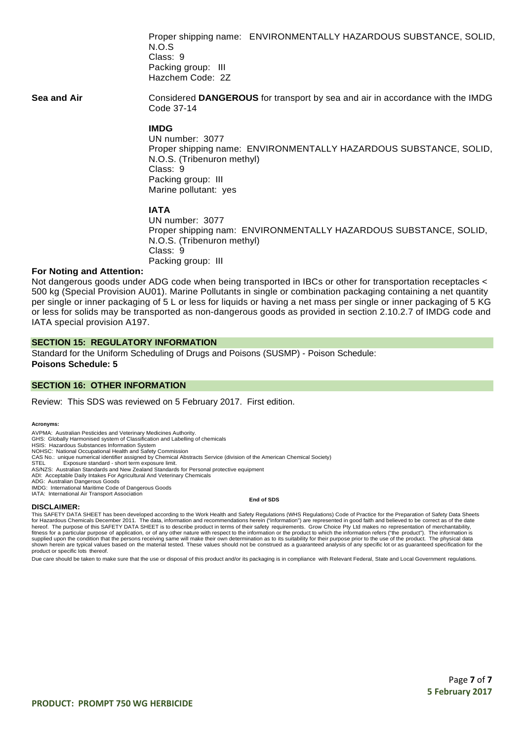Proper shipping name: ENVIRONMENTALLY HAZARDOUS SUBSTANCE, SOLID, N.O.S
Class: 9
Packing group: III
Hazchem Code: 2Z

**Sea and Air**

Considered **DANGEROUS** for transport by sea and air in accordance with the IMDG Code 37-14

**IMDG**
UN number: 3077
Proper shipping name: ENVIRONMENTALLY HAZARDOUS SUBSTANCE, SOLID, N.O.S. (Tribenuron methyl)
Class: 9
Packing group: III
Marine pollutant: yes

**IATA**
UN number: 3077
Proper shipping nam: ENVIRONMENTALLY HAZARDOUS SUBSTANCE, SOLID, N.O.S. (Tribenuron methyl)
Class: 9
Packing group: III

**For Noting and Attention:**

Not dangerous goods under ADG code when being transported in IBCs or other for transportation receptacles < 500 kg (Special Provision AU01). Marine Pollutants in single or combination packaging containing a net quantity per single or inner packaging of 5 L or less for liquids or having a net mass per single or inner packaging of 5 KG or less for solids may be transported as non-dangerous goods as provided in section 2.10.2.7 of IMDG code and IATA special provision A197.

## SECTION 15: REGULATORY INFORMATION

Standard for the Uniform Scheduling of Drugs and Poisons (SUSMP) - Poison Schedule:
**Poisons Schedule: 5**

## SECTION 16: OTHER INFORMATION

Review: This SDS was reviewed on 5 February 2017. First edition.

**Acronyms:**

AVPMA: Australian Pesticides and Veterinary Medicines Authority.
GHS: Globally Harmonised system of Classification and Labelling of chemicals
HSIS: Hazardous Substances Information System
NOHSC: National Occupational Health and Safety Commission
CAS No.: unique numerical identifier assigned by Chemical Abstracts Service (division of the American Chemical Society)
STEL Exposure standard - short term exposure limit.
AS/NZS: Australian Standards and New Zealand Standards for Personal protective equipment
ADI: Acceptable Daily Intakes For Agricultural And Veterinary Chemicals
ADG: Australian Dangerous Goods
IMDG: International Maritime Code of Dangerous Goods
IATA: International Air Transport Association

**End of SDS**

**DISCLAIMER:**

This SAFETY DATA SHEET has been developed according to the Work Health and Safety Regulations (WHS Regulations) Code of Practice for the Preparation of Safety Data Sheets for Hazardous Chemicals December 2011. The data, information and recommendations herein ("information") are represented in good faith and believed to be correct as of the date hereof. The purpose of this SAFETY DATA SHEET is to describe product in terms of their safety requirements. Grow Choice Pty Ltd makes no representation of merchantability, fitness for a particular purpose of application, or of any other nature with respect to the information or the product to which the information refers ("the product"). The information is supplied upon the condition that the persons receiving same will make their own determination as to its suitability for their purpose prior to the use of the product. The physical data shown herein are typical values based on the material tested. These values should not be construed as a guaranteed analysis of any specific lot or as guaranteed specification for the product or specific lots thereof.

Due care should be taken to make sure that the use or disposal of this product and/or its packaging is in compliance with Relevant Federal, State and Local Government regulations.